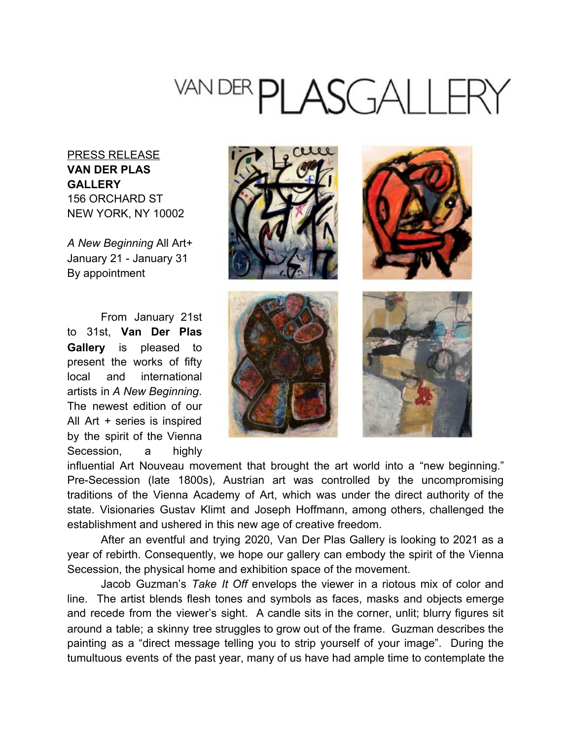# VAN DER PLASGALLERY

<u>PRESS RELEASE</u>
**VAN DER PLAS GALLERY**
156 ORCHARD ST
NEW YORK, NY 10002

*A New Beginning* All Art+
January 21 - January 31
By appointment

From January 21st to 31st, **Van Der Plas Gallery** is pleased to present the works of fifty local and international artists in *A New Beginning*. The newest edition of our All Art + series is inspired by the spirit of the Vienna Secession, a highly influential Art Nouveau movement that brought the art world into a "new beginning." Pre-Secession (late 1800s), Austrian art was controlled by the uncompromising traditions of the Vienna Academy of Art, which was under the direct authority of the state. Visionaries Gustav Klimt and Joseph Hoffmann, among others, challenged the establishment and ushered in this new age of creative freedom.

After an eventful and trying 2020, Van Der Plas Gallery is looking to 2021 as a year of rebirth. Consequently, we hope our gallery can embody the spirit of the Vienna Secession, the physical home and exhibition space of the movement.

Jacob Guzman's *Take It Off* envelops the viewer in a riotous mix of color and line. The artist blends flesh tones and symbols as faces, masks and objects emerge and recede from the viewer's sight. A candle sits in the corner, unlit; blurry figures sit around a table; a skinny tree struggles to grow out of the frame. Guzman describes the painting as a "direct message telling you to strip yourself of your image". During the tumultuous events of the past year, many of us have had ample time to contemplate the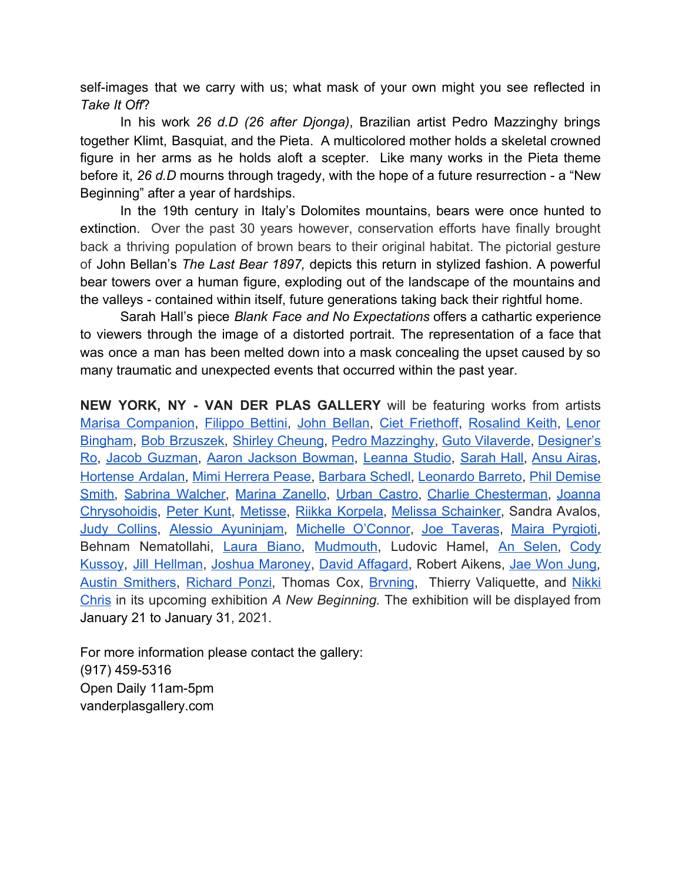self-images that we carry with us; what mask of your own might you see reflected in *Take It Off*?

In his work *26 d.D (26 after Djonga)*, Brazilian artist Pedro Mazzinghy brings together Klimt, Basquiat, and the Pieta. A multicolored mother holds a skeletal crowned figure in her arms as he holds aloft a scepter. Like many works in the Pieta theme before it, *26 d.D* mourns through tragedy, with the hope of a future resurrection - a "New Beginning" after a year of hardships.

In the 19th century in Italy's Dolomites mountains, bears were once hunted to extinction. Over the past 30 years however, conservation efforts have finally brought back a thriving population of brown bears to their original habitat. The pictorial gesture of John Bellan's *The Last Bear 1897,* depicts this return in stylized fashion. A powerful bear towers over a human figure, exploding out of the landscape of the mountains and the valleys - contained within itself, future generations taking back their rightful home.

Sarah Hall's piece *Blank Face and No Expectations* offers a cathartic experience to viewers through the image of a distorted portrait. The representation of a face that was once a man has been melted down into a mask concealing the upset caused by so many traumatic and unexpected events that occurred within the past year.

**NEW YORK, NY - VAN DER PLAS GALLERY** will be featuring works from artists Marisa Companion, Filippo Bettini, John Bellan, Ciet Friethoff, Rosalind Keith, Lenor Bingham, Bob Brzuszek, Shirley Cheung, Pedro Mazzinghy, Guto Vilaverde, Designer's Ro, Jacob Guzman, Aaron Jackson Bowman, Leanna Studio, Sarah Hall, Ansu Airas, Hortense Ardalan, Mimi Herrera Pease, Barbara Schedl, Leonardo Barreto, Phil Demise Smith, Sabrina Walcher, Marina Zanello, Urban Castro, Charlie Chesterman, Joanna Chrysohoidis, Peter Kunt, Metisse, Riikka Korpela, Melissa Schainker, Sandra Avalos, Judy Collins, Alessio Ayuninjam, Michelle O'Connor, Joe Taveras, Maira Pyrgioti, Behnam Nematollahi, Laura Biano, Mudmouth, Ludovic Hamel, An Selen, Cody Kussoy, Jill Hellman, Joshua Maroney, David Affagard, Robert Aikens, Jae Won Jung, Austin Smithers, Richard Ponzi, Thomas Cox, Brvning, Thierry Valiquette, and Nikki Chris in its upcoming exhibition *A New Beginning.* The exhibition will be displayed from January 21 to January 31, 2021.

For more information please contact the gallery:
(917) 459-5316
Open Daily 11am-5pm
vanderplasgallery.com